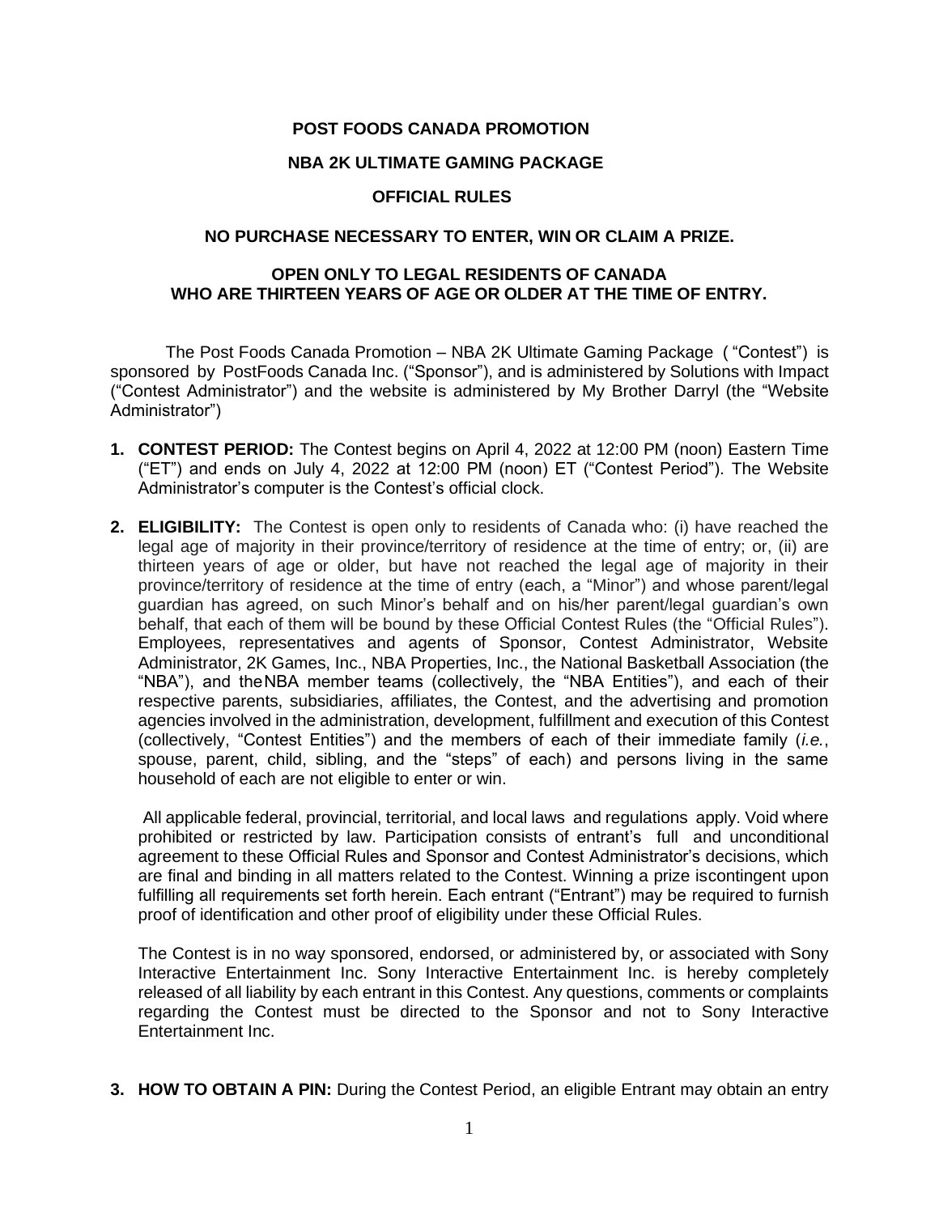**POST FOODS CANADA PROMOTION**

**NBA 2K ULTIMATE GAMING PACKAGE**

**OFFICIAL RULES**

**NO PURCHASE NECESSARY TO ENTER, WIN OR CLAIM A PRIZE.**

**OPEN ONLY TO LEGAL RESIDENTS OF CANADA WHO ARE THIRTEEN YEARS OF AGE OR OLDER AT THE TIME OF ENTRY.**

The Post Foods Canada Promotion – NBA 2K Ultimate Gaming Package ( "Contest") is sponsored by PostFoods Canada Inc. ("Sponsor"), and is administered by Solutions with Impact ("Contest Administrator") and the website is administered by My Brother Darryl (the "Website Administrator")

1. **CONTEST PERIOD:** The Contest begins on April 4, 2022 at 12:00 PM (noon) Eastern Time ("ET") and ends on July 4, 2022 at 12:00 PM (noon) ET ("Contest Period"). The Website Administrator's computer is the Contest's official clock.

2. **ELIGIBILITY:** The Contest is open only to residents of Canada who: (i) have reached the legal age of majority in their province/territory of residence at the time of entry; or, (ii) are thirteen years of age or older, but have not reached the legal age of majority in their province/territory of residence at the time of entry (each, a "Minor") and whose parent/legal guardian has agreed, on such Minor's behalf and on his/her parent/legal guardian's own behalf, that each of them will be bound by these Official Contest Rules (the "Official Rules"). Employees, representatives and agents of Sponsor, Contest Administrator, Website Administrator, 2K Games, Inc., NBA Properties, Inc., the National Basketball Association (the "NBA"), and theNBA member teams (collectively, the "NBA Entities"), and each of their respective parents, subsidiaries, affiliates, the Contest, and the advertising and promotion agencies involved in the administration, development, fulfillment and execution of this Contest (collectively, "Contest Entities") and the members of each of their immediate family (*i.e.*, spouse, parent, child, sibling, and the "steps" of each) and persons living in the same household of each are not eligible to enter or win.

   All applicable federal, provincial, territorial, and local laws and regulations apply. Void where prohibited or restricted by law. Participation consists of entrant's full and unconditional agreement to these Official Rules and Sponsor and Contest Administrator's decisions, which are final and binding in all matters related to the Contest. Winning a prize iscontingent upon fulfilling all requirements set forth herein. Each entrant ("Entrant") may be required to furnish proof of identification and other proof of eligibility under these Official Rules.

   The Contest is in no way sponsored, endorsed, or administered by, or associated with Sony Interactive Entertainment Inc. Sony Interactive Entertainment Inc. is hereby completely released of all liability by each entrant in this Contest. Any questions, comments or complaints regarding the Contest must be directed to the Sponsor and not to Sony Interactive Entertainment Inc.

3. **HOW TO OBTAIN A PIN:** During the Contest Period, an eligible Entrant may obtain an entry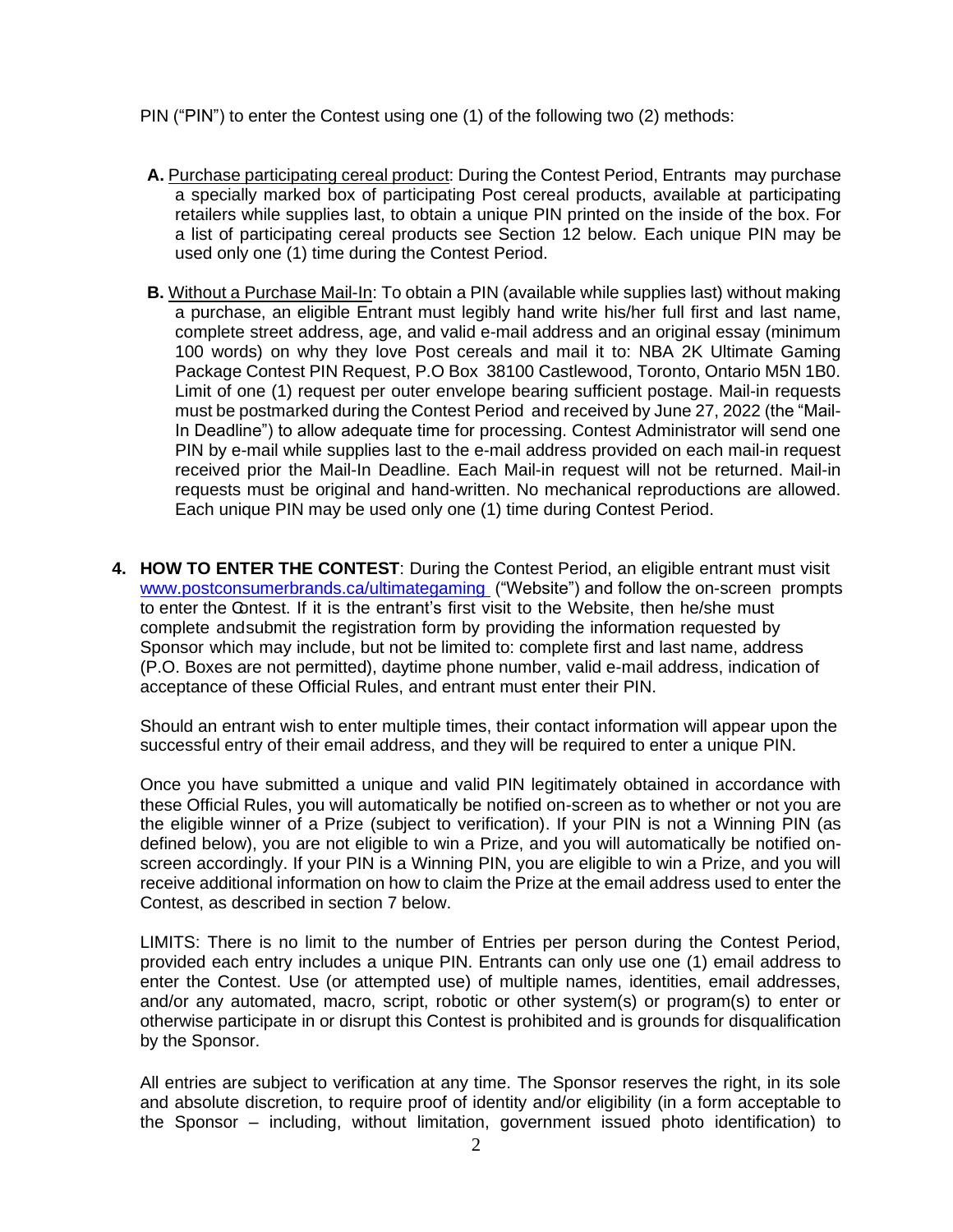PIN ("PIN") to enter the Contest using one (1) of the following two (2) methods:

**A.** Purchase participating cereal product: During the Contest Period, Entrants may purchase a specially marked box of participating Post cereal products, available at participating retailers while supplies last, to obtain a unique PIN printed on the inside of the box. For a list of participating cereal products see Section 12 below. Each unique PIN may be used only one (1) time during the Contest Period.

**B.** Without a Purchase Mail-In: To obtain a PIN (available while supplies last) without making a purchase, an eligible Entrant must legibly hand write his/her full first and last name, complete street address, age, and valid e-mail address and an original essay (minimum 100 words) on why they love Post cereals and mail it to: NBA 2K Ultimate Gaming Package Contest PIN Request, P.O Box 38100 Castlewood, Toronto, Ontario M5N 1B0. Limit of one (1) request per outer envelope bearing sufficient postage. Mail-in requests must be postmarked during the Contest Period and received by June 27, 2022 (the "Mail-In Deadline") to allow adequate time for processing. Contest Administrator will send one PIN by e-mail while supplies last to the e-mail address provided on each mail-in request received prior the Mail-In Deadline. Each Mail-in request will not be returned. Mail-in requests must be original and hand-written. No mechanical reproductions are allowed. Each unique PIN may be used only one (1) time during Contest Period.

**4. HOW TO ENTER THE CONTEST**: During the Contest Period, an eligible entrant must visit www.postconsumerbrands.ca/ultimategaming ("Website") and follow the on-screen prompts to enter the Contest. If it is the entrant's first visit to the Website, then he/she must complete and submit the registration form by providing the information requested by Sponsor which may include, but not be limited to: complete first and last name, address (P.O. Boxes are not permitted), daytime phone number, valid e-mail address, indication of acceptance of these Official Rules, and entrant must enter their PIN.

Should an entrant wish to enter multiple times, their contact information will appear upon the successful entry of their email address, and they will be required to enter a unique PIN.

Once you have submitted a unique and valid PIN legitimately obtained in accordance with these Official Rules, you will automatically be notified on-screen as to whether or not you are the eligible winner of a Prize (subject to verification). If your PIN is not a Winning PIN (as defined below), you are not eligible to win a Prize, and you will automatically be notified on-screen accordingly. If your PIN is a Winning PIN, you are eligible to win a Prize, and you will receive additional information on how to claim the Prize at the email address used to enter the Contest, as described in section 7 below.

LIMITS: There is no limit to the number of Entries per person during the Contest Period, provided each entry includes a unique PIN. Entrants can only use one (1) email address to enter the Contest. Use (or attempted use) of multiple names, identities, email addresses, and/or any automated, macro, script, robotic or other system(s) or program(s) to enter or otherwise participate in or disrupt this Contest is prohibited and is grounds for disqualification by the Sponsor.

All entries are subject to verification at any time. The Sponsor reserves the right, in its sole and absolute discretion, to require proof of identity and/or eligibility (in a form acceptable to the Sponsor – including, without limitation, government issued photo identification) to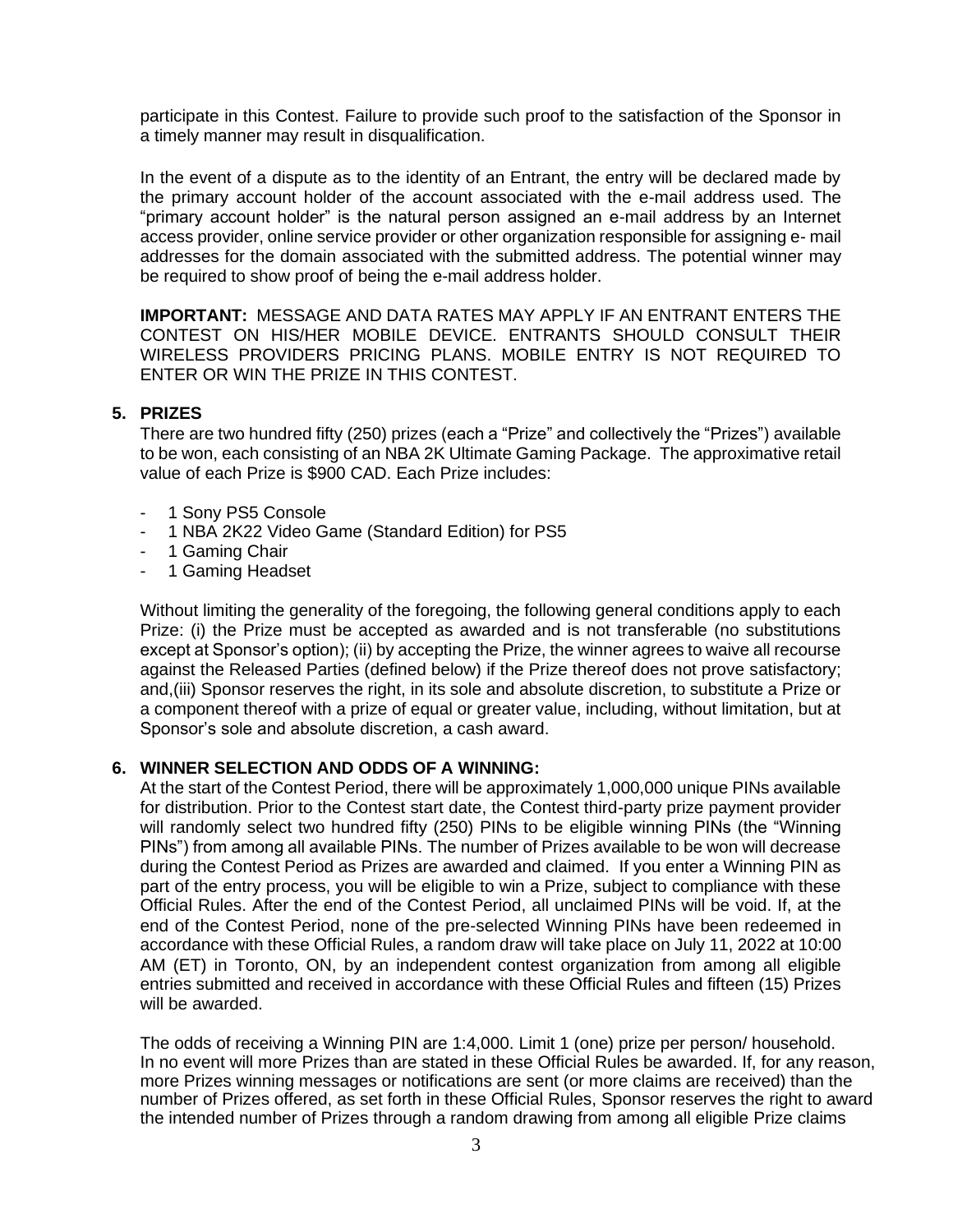participate in this Contest. Failure to provide such proof to the satisfaction of the Sponsor in a timely manner may result in disqualification.

In the event of a dispute as to the identity of an Entrant, the entry will be declared made by the primary account holder of the account associated with the e-mail address used. The "primary account holder" is the natural person assigned an e-mail address by an Internet access provider, online service provider or other organization responsible for assigning e- mail addresses for the domain associated with the submitted address. The potential winner may be required to show proof of being the e-mail address holder.

**IMPORTANT:** MESSAGE AND DATA RATES MAY APPLY IF AN ENTRANT ENTERS THE CONTEST ON HIS/HER MOBILE DEVICE. ENTRANTS SHOULD CONSULT THEIR WIRELESS PROVIDERS PRICING PLANS. MOBILE ENTRY IS NOT REQUIRED TO ENTER OR WIN THE PRIZE IN THIS CONTEST.

## 5. PRIZES

There are two hundred fifty (250) prizes (each a "Prize" and collectively the "Prizes") available to be won, each consisting of an NBA 2K Ultimate Gaming Package. The approximative retail value of each Prize is $900 CAD. Each Prize includes:

- 1 Sony PS5 Console
- 1 NBA 2K22 Video Game (Standard Edition) for PS5
- 1 Gaming Chair
- 1 Gaming Headset

Without limiting the generality of the foregoing, the following general conditions apply to each Prize: (i) the Prize must be accepted as awarded and is not transferable (no substitutions except at Sponsor's option); (ii) by accepting the Prize, the winner agrees to waive all recourse against the Released Parties (defined below) if the Prize thereof does not prove satisfactory; and,(iii) Sponsor reserves the right, in its sole and absolute discretion, to substitute a Prize or a component thereof with a prize of equal or greater value, including, without limitation, but at Sponsor's sole and absolute discretion, a cash award.

## 6. WINNER SELECTION AND ODDS OF A WINNING:

At the start of the Contest Period, there will be approximately 1,000,000 unique PINs available for distribution. Prior to the Contest start date, the Contest third-party prize payment provider will randomly select two hundred fifty (250) PINs to be eligible winning PINs (the "Winning PINs") from among all available PINs. The number of Prizes available to be won will decrease during the Contest Period as Prizes are awarded and claimed. If you enter a Winning PIN as part of the entry process, you will be eligible to win a Prize, subject to compliance with these Official Rules. After the end of the Contest Period, all unclaimed PINs will be void. If, at the end of the Contest Period, none of the pre-selected Winning PINs have been redeemed in accordance with these Official Rules, a random draw will take place on July 11, 2022 at 10:00 AM (ET) in Toronto, ON, by an independent contest organization from among all eligible entries submitted and received in accordance with these Official Rules and fifteen (15) Prizes will be awarded.

The odds of receiving a Winning PIN are 1:4,000. Limit 1 (one) prize per person/ household. In no event will more Prizes than are stated in these Official Rules be awarded. If, for any reason, more Prizes winning messages or notifications are sent (or more claims are received) than the number of Prizes offered, as set forth in these Official Rules, Sponsor reserves the right to award the intended number of Prizes through a random drawing from among all eligible Prize claims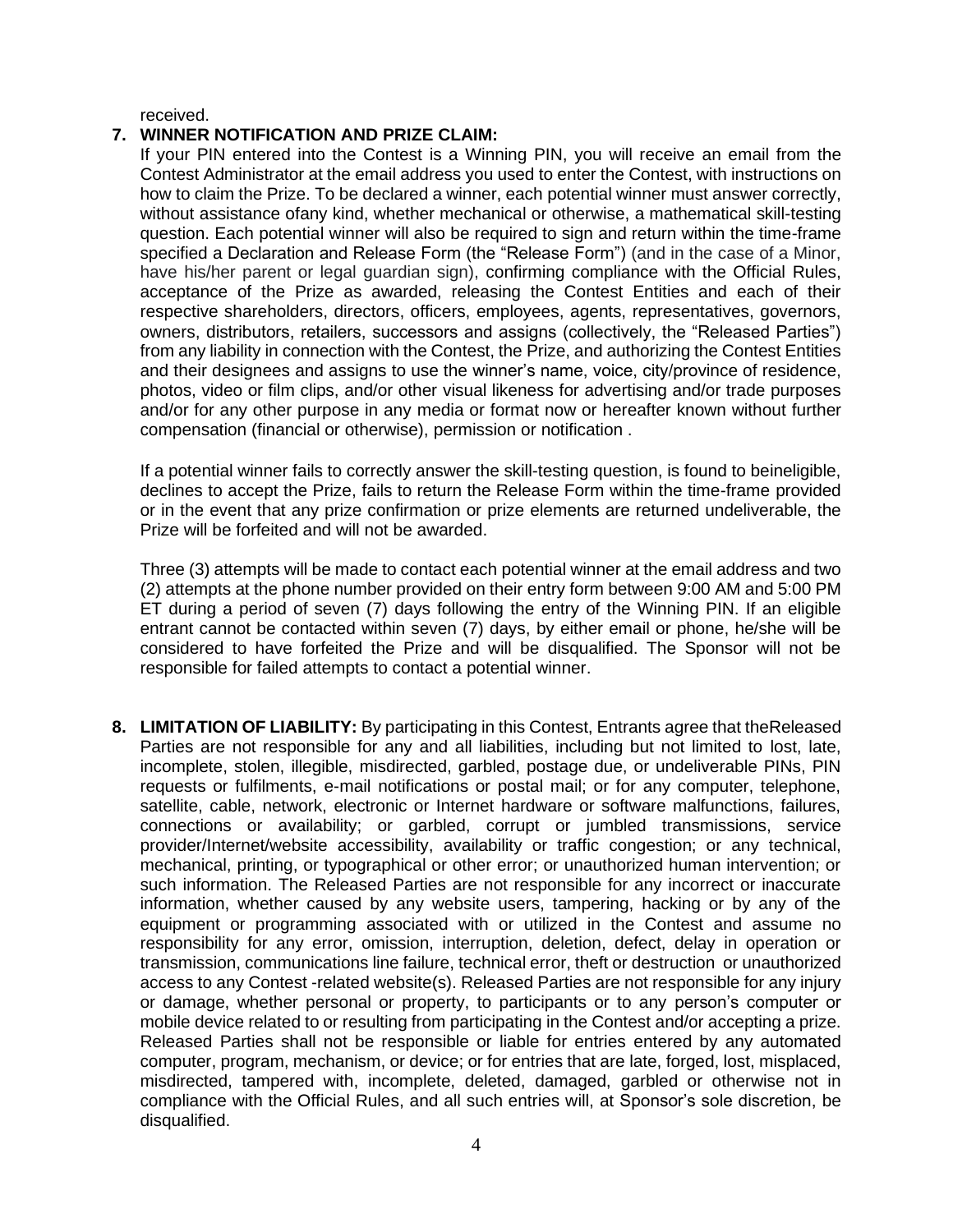received.

**7. WINNER NOTIFICATION AND PRIZE CLAIM:**

If your PIN entered into the Contest is a Winning PIN, you will receive an email from the Contest Administrator at the email address you used to enter the Contest, with instructions on how to claim the Prize. To be declared a winner, each potential winner must answer correctly, without assistance ofany kind, whether mechanical or otherwise, a mathematical skill-testing question. Each potential winner will also be required to sign and return within the time-frame specified a Declaration and Release Form (the "Release Form") (and in the case of a Minor, have his/her parent or legal guardian sign), confirming compliance with the Official Rules, acceptance of the Prize as awarded, releasing the Contest Entities and each of their respective shareholders, directors, officers, employees, agents, representatives, governors, owners, distributors, retailers, successors and assigns (collectively, the "Released Parties") from any liability in connection with the Contest, the Prize, and authorizing the Contest Entities and their designees and assigns to use the winner's name, voice, city/province of residence, photos, video or film clips, and/or other visual likeness for advertising and/or trade purposes and/or for any other purpose in any media or format now or hereafter known without further compensation (financial or otherwise), permission or notification .

If a potential winner fails to correctly answer the skill-testing question, is found to beineligible, declines to accept the Prize, fails to return the Release Form within the time-frame provided or in the event that any prize confirmation or prize elements are returned undeliverable, the Prize will be forfeited and will not be awarded.

Three (3) attempts will be made to contact each potential winner at the email address and two (2) attempts at the phone number provided on their entry form between 9:00 AM and 5:00 PM ET during a period of seven (7) days following the entry of the Winning PIN. If an eligible entrant cannot be contacted within seven (7) days, by either email or phone, he/she will be considered to have forfeited the Prize and will be disqualified. The Sponsor will not be responsible for failed attempts to contact a potential winner.

**8. LIMITATION OF LIABILITY:** By participating in this Contest, Entrants agree that theReleased Parties are not responsible for any and all liabilities, including but not limited to lost, late, incomplete, stolen, illegible, misdirected, garbled, postage due, or undeliverable PINs, PIN requests or fulfilments, e-mail notifications or postal mail; or for any computer, telephone, satellite, cable, network, electronic or Internet hardware or software malfunctions, failures, connections or availability; or garbled, corrupt or jumbled transmissions, service provider/Internet/website accessibility, availability or traffic congestion; or any technical, mechanical, printing, or typographical or other error; or unauthorized human intervention; or such information. The Released Parties are not responsible for any incorrect or inaccurate information, whether caused by any website users, tampering, hacking or by any of the equipment or programming associated with or utilized in the Contest and assume no responsibility for any error, omission, interruption, deletion, defect, delay in operation or transmission, communications line failure, technical error, theft or destruction or unauthorized access to any Contest -related website(s). Released Parties are not responsible for any injury or damage, whether personal or property, to participants or to any person's computer or mobile device related to or resulting from participating in the Contest and/or accepting a prize. Released Parties shall not be responsible or liable for entries entered by any automated computer, program, mechanism, or device; or for entries that are late, forged, lost, misplaced, misdirected, tampered with, incomplete, deleted, damaged, garbled or otherwise not in compliance with the Official Rules, and all such entries will, at Sponsor's sole discretion, be disqualified.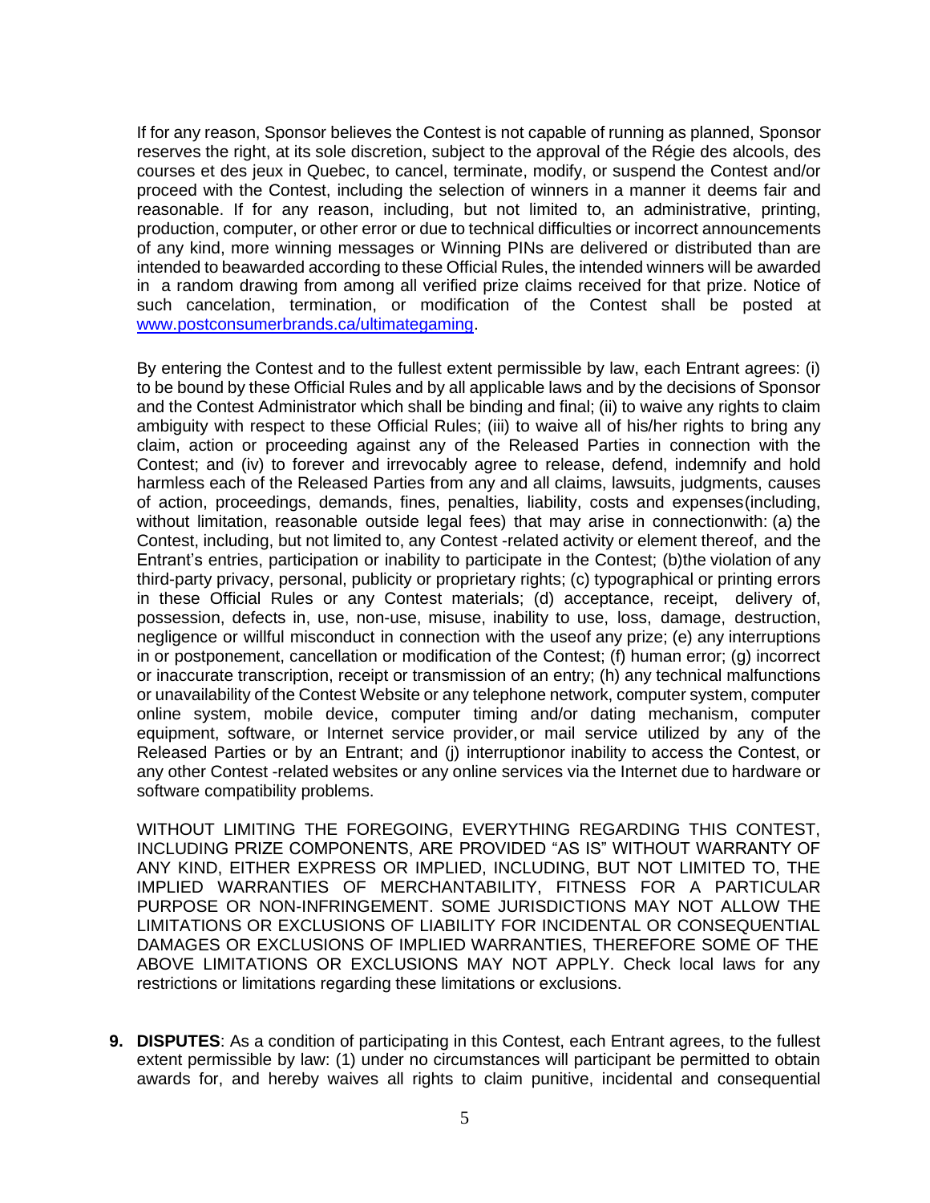If for any reason, Sponsor believes the Contest is not capable of running as planned, Sponsor reserves the right, at its sole discretion, subject to the approval of the Régie des alcools, des courses et des jeux in Quebec, to cancel, terminate, modify, or suspend the Contest and/or proceed with the Contest, including the selection of winners in a manner it deems fair and reasonable. If for any reason, including, but not limited to, an administrative, printing, production, computer, or other error or due to technical difficulties or incorrect announcements of any kind, more winning messages or Winning PINs are delivered or distributed than are intended to beawarded according to these Official Rules, the intended winners will be awarded in a random drawing from among all verified prize claims received for that prize. Notice of such cancelation, termination, or modification of the Contest shall be posted at [www.postconsumerbrands.ca/ultimategaming](www.postconsumerbrands.ca/ultimategaming).

By entering the Contest and to the fullest extent permissible by law, each Entrant agrees: (i) to be bound by these Official Rules and by all applicable laws and by the decisions of Sponsor and the Contest Administrator which shall be binding and final; (ii) to waive any rights to claim ambiguity with respect to these Official Rules; (iii) to waive all of his/her rights to bring any claim, action or proceeding against any of the Released Parties in connection with the Contest; and (iv) to forever and irrevocably agree to release, defend, indemnify and hold harmless each of the Released Parties from any and all claims, lawsuits, judgments, causes of action, proceedings, demands, fines, penalties, liability, costs and expenses(including, without limitation, reasonable outside legal fees) that may arise in connectionwith: (a) the Contest, including, but not limited to, any Contest -related activity or element thereof, and the Entrant's entries, participation or inability to participate in the Contest; (b)the violation of any third-party privacy, personal, publicity or proprietary rights; (c) typographical or printing errors in these Official Rules or any Contest materials; (d) acceptance, receipt, delivery of, possession, defects in, use, non-use, misuse, inability to use, loss, damage, destruction, negligence or willful misconduct in connection with the useof any prize; (e) any interruptions in or postponement, cancellation or modification of the Contest; (f) human error; (g) incorrect or inaccurate transcription, receipt or transmission of an entry; (h) any technical malfunctions or unavailability of the Contest Website or any telephone network, computer system, computer online system, mobile device, computer timing and/or dating mechanism, computer equipment, software, or Internet service provider, or mail service utilized by any of the Released Parties or by an Entrant; and (j) interruptionor inability to access the Contest, or any other Contest -related websites or any online services via the Internet due to hardware or software compatibility problems.

WITHOUT LIMITING THE FOREGOING, EVERYTHING REGARDING THIS CONTEST, INCLUDING PRIZE COMPONENTS, ARE PROVIDED "AS IS" WITHOUT WARRANTY OF ANY KIND, EITHER EXPRESS OR IMPLIED, INCLUDING, BUT NOT LIMITED TO, THE IMPLIED WARRANTIES OF MERCHANTABILITY, FITNESS FOR A PARTICULAR PURPOSE OR NON-INFRINGEMENT. SOME JURISDICTIONS MAY NOT ALLOW THE LIMITATIONS OR EXCLUSIONS OF LIABILITY FOR INCIDENTAL OR CONSEQUENTIAL DAMAGES OR EXCLUSIONS OF IMPLIED WARRANTIES, THEREFORE SOME OF THE ABOVE LIMITATIONS OR EXCLUSIONS MAY NOT APPLY. Check local laws for any restrictions or limitations regarding these limitations or exclusions.

**9. DISPUTES**: As a condition of participating in this Contest, each Entrant agrees, to the fullest extent permissible by law: (1) under no circumstances will participant be permitted to obtain awards for, and hereby waives all rights to claim punitive, incidental and consequential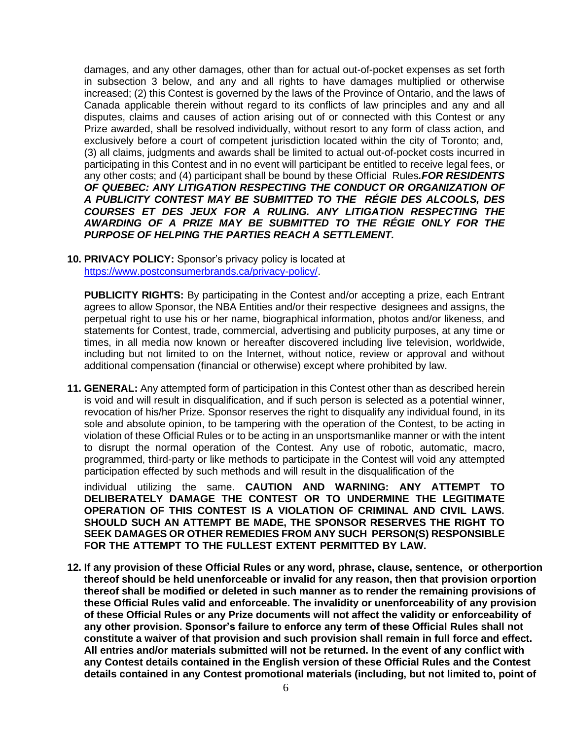damages, and any other damages, other than for actual out-of-pocket expenses as set forth in subsection 3 below, and any and all rights to have damages multiplied or otherwise increased; (2) this Contest is governed by the laws of the Province of Ontario, and the laws of Canada applicable therein without regard to its conflicts of law principles and any and all disputes, claims and causes of action arising out of or connected with this Contest or any Prize awarded, shall be resolved individually, without resort to any form of class action, and exclusively before a court of competent jurisdiction located within the city of Toronto; and, (3) all claims, judgments and awards shall be limited to actual out-of-pocket costs incurred in participating in this Contest and in no event will participant be entitled to receive legal fees, or any other costs; and (4) participant shall be bound by these Official Rules***.FOR RESIDENTS OF QUEBEC: ANY LITIGATION RESPECTING THE CONDUCT OR ORGANIZATION OF A PUBLICITY CONTEST MAY BE SUBMITTED TO THE RÉGIE DES ALCOOLS, DES COURSES ET DES JEUX FOR A RULING. ANY LITIGATION RESPECTING THE AWARDING OF A PRIZE MAY BE SUBMITTED TO THE RÉGIE ONLY FOR THE PURPOSE OF HELPING THE PARTIES REACH A SETTLEMENT.***

**10. PRIVACY POLICY:** Sponsor's privacy policy is located at https://www.postconsumerbrands.ca/privacy-policy/.

**PUBLICITY RIGHTS:** By participating in the Contest and/or accepting a prize, each Entrant agrees to allow Sponsor, the NBA Entities and/or their respective designees and assigns, the perpetual right to use his or her name, biographical information, photos and/or likeness, and statements for Contest, trade, commercial, advertising and publicity purposes, at any time or times, in all media now known or hereafter discovered including live television, worldwide, including but not limited to on the Internet, without notice, review or approval and without additional compensation (financial or otherwise) except where prohibited by law.

**11. GENERAL:** Any attempted form of participation in this Contest other than as described herein is void and will result in disqualification, and if such person is selected as a potential winner, revocation of his/her Prize. Sponsor reserves the right to disqualify any individual found, in its sole and absolute opinion, to be tampering with the operation of the Contest, to be acting in violation of these Official Rules or to be acting in an unsportsmanlike manner or with the intent to disrupt the normal operation of the Contest. Any use of robotic, automatic, macro, programmed, third-party or like methods to participate in the Contest will void any attempted participation effected by such methods and will result in the disqualification of the individual utilizing the same. **CAUTION AND WARNING: ANY ATTEMPT TO DELIBERATELY DAMAGE THE CONTEST OR TO UNDERMINE THE LEGITIMATE OPERATION OF THIS CONTEST IS A VIOLATION OF CRIMINAL AND CIVIL LAWS. SHOULD SUCH AN ATTEMPT BE MADE, THE SPONSOR RESERVES THE RIGHT TO SEEK DAMAGES OR OTHER REMEDIES FROM ANY SUCH PERSON(S) RESPONSIBLE FOR THE ATTEMPT TO THE FULLEST EXTENT PERMITTED BY LAW.**

**12. If any provision of these Official Rules or any word, phrase, clause, sentence, or otherportion thereof should be held unenforceable or invalid for any reason, then that provision orportion thereof shall be modified or deleted in such manner as to render the remaining provisions of these Official Rules valid and enforceable. The invalidity or unenforceability of any provision of these Official Rules or any Prize documents will not affect the validity or enforceability of any other provision. Sponsor's failure to enforce any term of these Official Rules shall not constitute a waiver of that provision and such provision shall remain in full force and effect. All entries and/or materials submitted will not be returned. In the event of any conflict with any Contest details contained in the English version of these Official Rules and the Contest details contained in any Contest promotional materials (including, but not limited to, point of**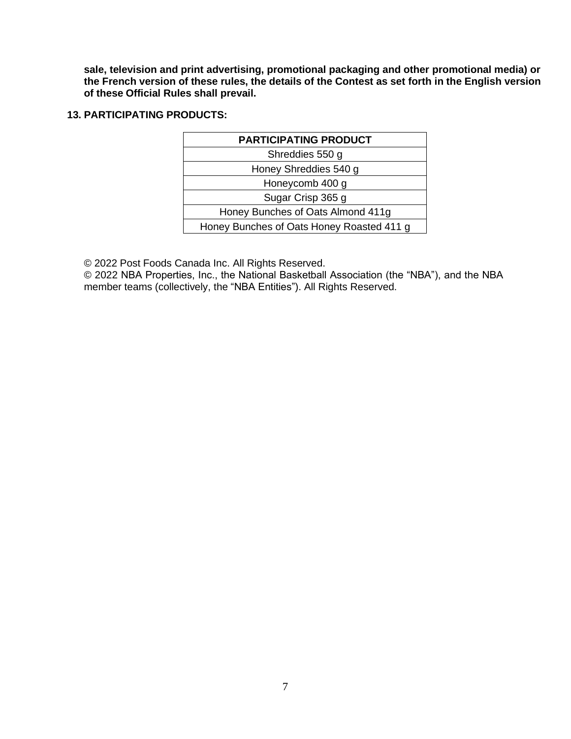**sale, television and print advertising, promotional packaging and other promotional media) or the French version of these rules, the details of the Contest as set forth in the English version of these Official Rules shall prevail.**

## 13. PARTICIPATING PRODUCTS:

| PARTICIPATING PRODUCT |
|---|
| Shreddies 550 g |
| Honey Shreddies 540 g |
| Honeycomb 400 g |
| Sugar Crisp 365 g |
| Honey Bunches of Oats Almond 411g |
| Honey Bunches of Oats Honey Roasted 411 g |

© 2022 Post Foods Canada Inc. All Rights Reserved.
© 2022 NBA Properties, Inc., the National Basketball Association (the "NBA"), and the NBA member teams (collectively, the "NBA Entities"). All Rights Reserved.